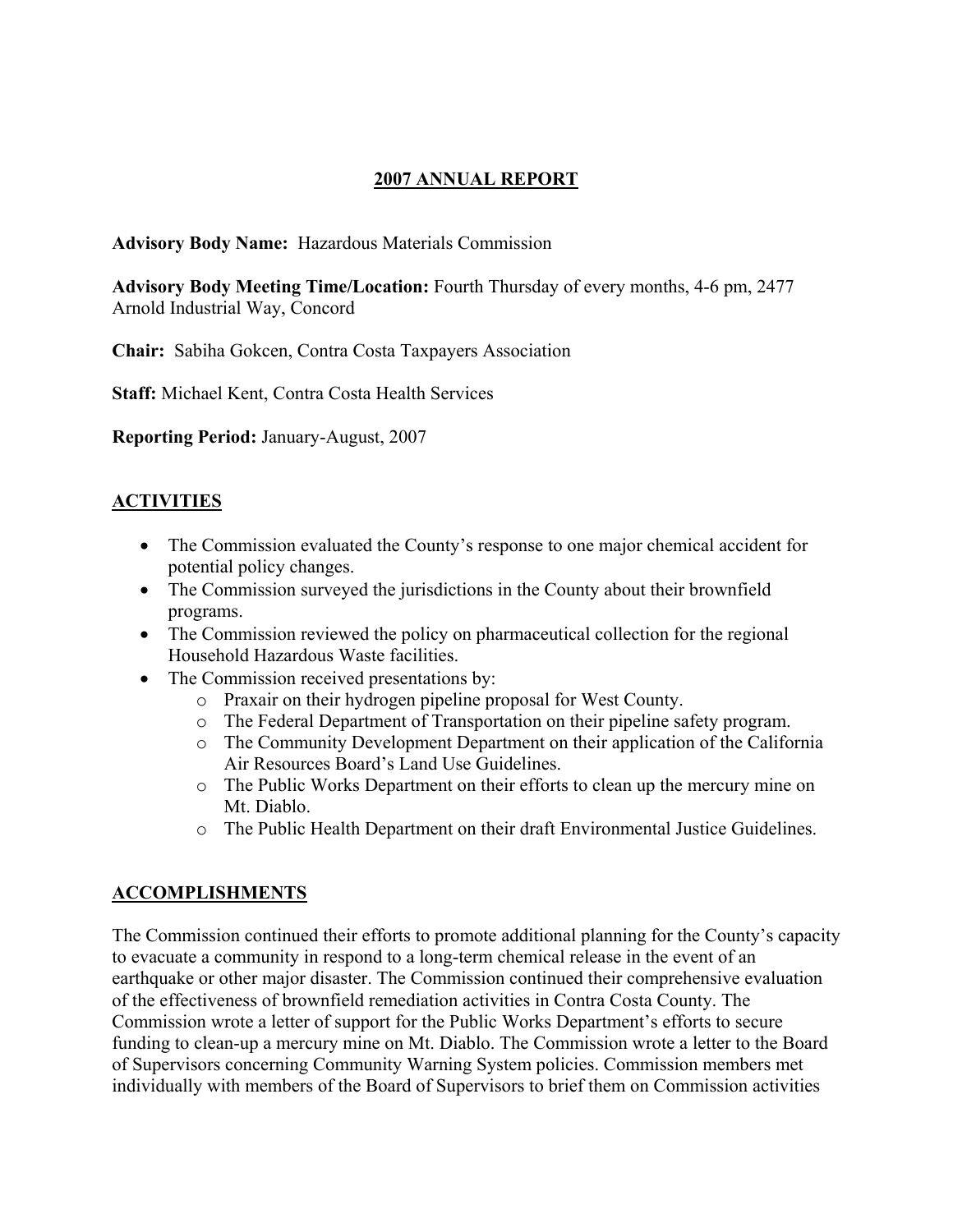# 2007 ANNUAL REPORT

**Advisory Body Name:** Hazardous Materials Commission

**Advisory Body Meeting Time/Location:** Fourth Thursday of every months, 4-6 pm, 2477 Arnold Industrial Way, Concord

**Chair:** Sabiha Gokcen, Contra Costa Taxpayers Association

**Staff:** Michael Kent, Contra Costa Health Services

**Reporting Period:** January-August, 2007

## ACTIVITIES

- The Commission evaluated the County's response to one major chemical accident for potential policy changes.
- The Commission surveyed the jurisdictions in the County about their brownfield programs.
- The Commission reviewed the policy on pharmaceutical collection for the regional Household Hazardous Waste facilities.
- The Commission received presentations by:
  - Praxair on their hydrogen pipeline proposal for West County.
  - The Federal Department of Transportation on their pipeline safety program.
  - The Community Development Department on their application of the California Air Resources Board's Land Use Guidelines.
  - The Public Works Department on their efforts to clean up the mercury mine on Mt. Diablo.
  - The Public Health Department on their draft Environmental Justice Guidelines.

## ACCOMPLISHMENTS

The Commission continued their efforts to promote additional planning for the County's capacity to evacuate a community in respond to a long-term chemical release in the event of an earthquake or other major disaster. The Commission continued their comprehensive evaluation of the effectiveness of brownfield remediation activities in Contra Costa County. The Commission wrote a letter of support for the Public Works Department's efforts to secure funding to clean-up a mercury mine on Mt. Diablo. The Commission wrote a letter to the Board of Supervisors concerning Community Warning System policies. Commission members met individually with members of the Board of Supervisors to brief them on Commission activities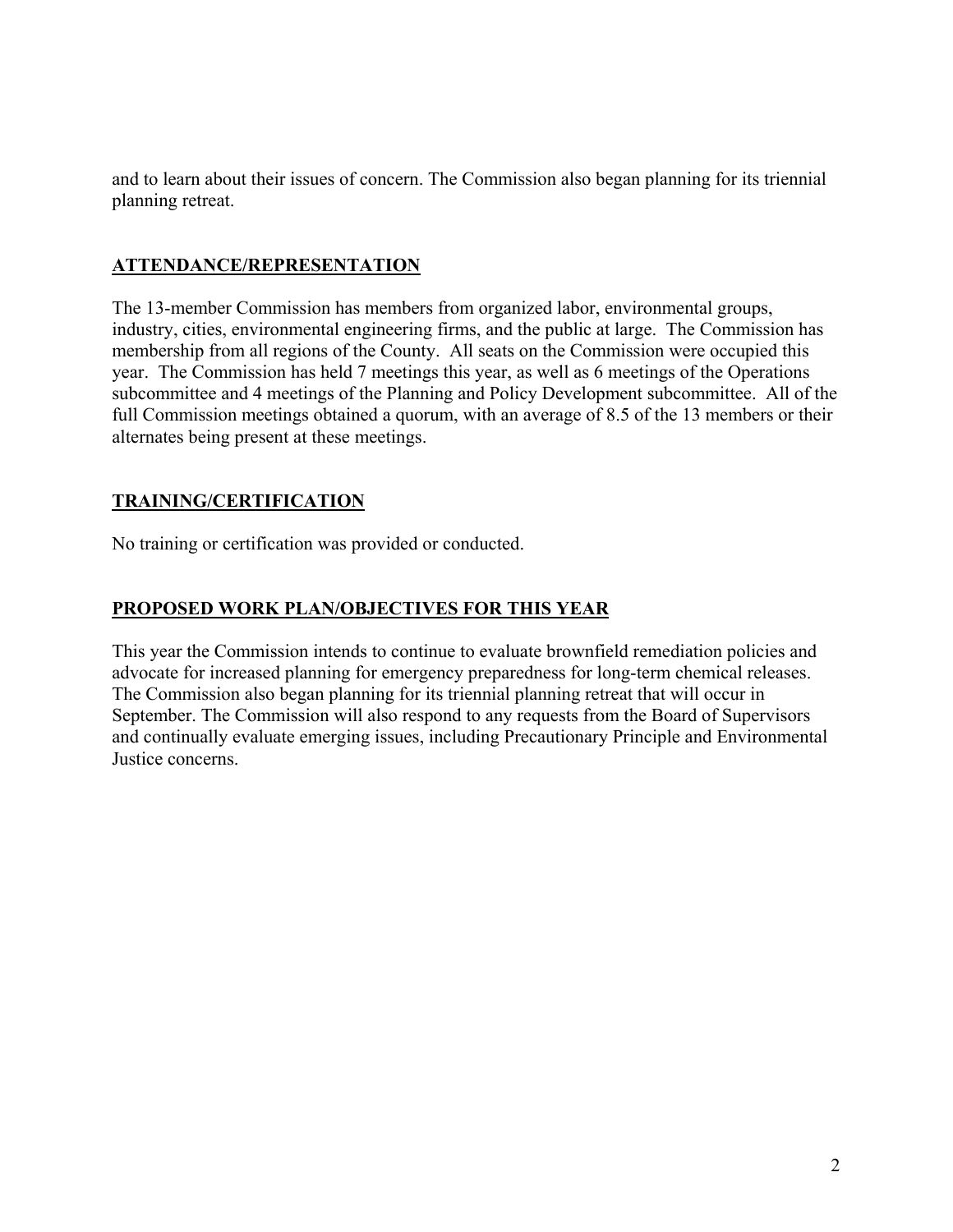and to learn about their issues of concern. The Commission also began planning for its triennial planning retreat.

## ATTENDANCE/REPRESENTATION

The 13-member Commission has members from organized labor, environmental groups, industry, cities, environmental engineering firms, and the public at large. The Commission has membership from all regions of the County. All seats on the Commission were occupied this year. The Commission has held 7 meetings this year, as well as 6 meetings of the Operations subcommittee and 4 meetings of the Planning and Policy Development subcommittee. All of the full Commission meetings obtained a quorum, with an average of 8.5 of the 13 members or their alternates being present at these meetings.

## TRAINING/CERTIFICATION

No training or certification was provided or conducted.

## PROPOSED WORK PLAN/OBJECTIVES FOR THIS YEAR

This year the Commission intends to continue to evaluate brownfield remediation policies and advocate for increased planning for emergency preparedness for long-term chemical releases. The Commission also began planning for its triennial planning retreat that will occur in September. The Commission will also respond to any requests from the Board of Supervisors and continually evaluate emerging issues, including Precautionary Principle and Environmental Justice concerns.